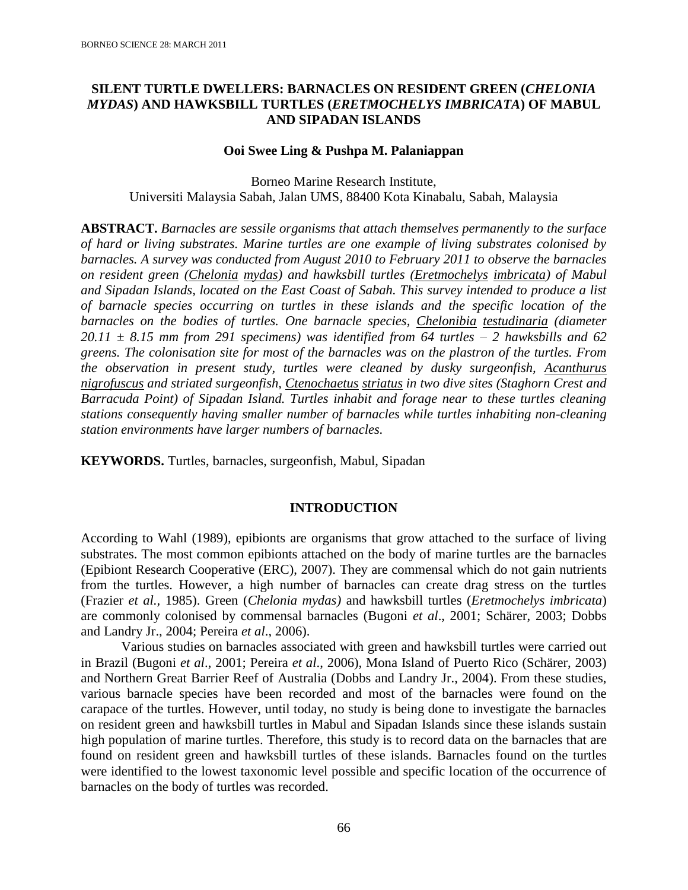# SILENT TURTLE DWELLERS: BARNACLES ON RESIDENT GREEN (*CHELONIA MYDAS*) AND HAWKSBILL TURTLES (*ERETMOCHELYS IMBRICATA*) OF MABUL AND SIPADAN ISLANDS

**Ooi Swee Ling & Pushpa M. Palaniappan**

Borneo Marine Research Institute,
Universiti Malaysia Sabah, Jalan UMS, 88400 Kota Kinabalu, Sabah, Malaysia

**ABSTRACT.** *Barnacles are sessile organisms that attach themselves permanently to the surface of hard or living substrates. Marine turtles are one example of living substrates colonised by barnacles. A survey was conducted from August 2010 to February 2011 to observe the barnacles on resident green (Chelonia mydas) and hawksbill turtles (Eretmochelys imbricata) of Mabul and Sipadan Islands, located on the East Coast of Sabah. This survey intended to produce a list of barnacle species occurring on turtles in these islands and the specific location of the barnacles on the bodies of turtles. One barnacle species, Chelonibia testudinaria (diameter 20.11 ± 8.15 mm from 291 specimens) was identified from 64 turtles – 2 hawksbills and 62 greens. The colonisation site for most of the barnacles was on the plastron of the turtles. From the observation in present study, turtles were cleaned by dusky surgeonfish, Acanthurus nigrofuscus and striated surgeonfish, Ctenochaetus striatus in two dive sites (Staghorn Crest and Barracuda Point) of Sipadan Island. Turtles inhabit and forage near to these turtles cleaning stations consequently having smaller number of barnacles while turtles inhabiting non-cleaning station environments have larger numbers of barnacles.*

**KEYWORDS.** Turtles, barnacles, surgeonfish, Mabul, Sipadan

## INTRODUCTION

According to Wahl (1989), epibionts are organisms that grow attached to the surface of living substrates. The most common epibionts attached on the body of marine turtles are the barnacles (Epibiont Research Cooperative (ERC), 2007). They are commensal which do not gain nutrients from the turtles. However, a high number of barnacles can create drag stress on the turtles (Frazier *et al.*, 1985). Green (*Chelonia mydas)* and hawksbill turtles (*Eretmochelys imbricata*) are commonly colonised by commensal barnacles (Bugoni *et al*., 2001; Schärer, 2003; Dobbs and Landry Jr., 2004; Pereira *et al*., 2006).

Various studies on barnacles associated with green and hawksbill turtles were carried out in Brazil (Bugoni *et al*., 2001; Pereira *et al*., 2006), Mona Island of Puerto Rico (Schärer, 2003) and Northern Great Barrier Reef of Australia (Dobbs and Landry Jr., 2004). From these studies, various barnacle species have been recorded and most of the barnacles were found on the carapace of the turtles. However, until today, no study is being done to investigate the barnacles on resident green and hawksbill turtles in Mabul and Sipadan Islands since these islands sustain high population of marine turtles. Therefore, this study is to record data on the barnacles that are found on resident green and hawksbill turtles of these islands. Barnacles found on the turtles were identified to the lowest taxonomic level possible and specific location of the occurrence of barnacles on the body of turtles was recorded.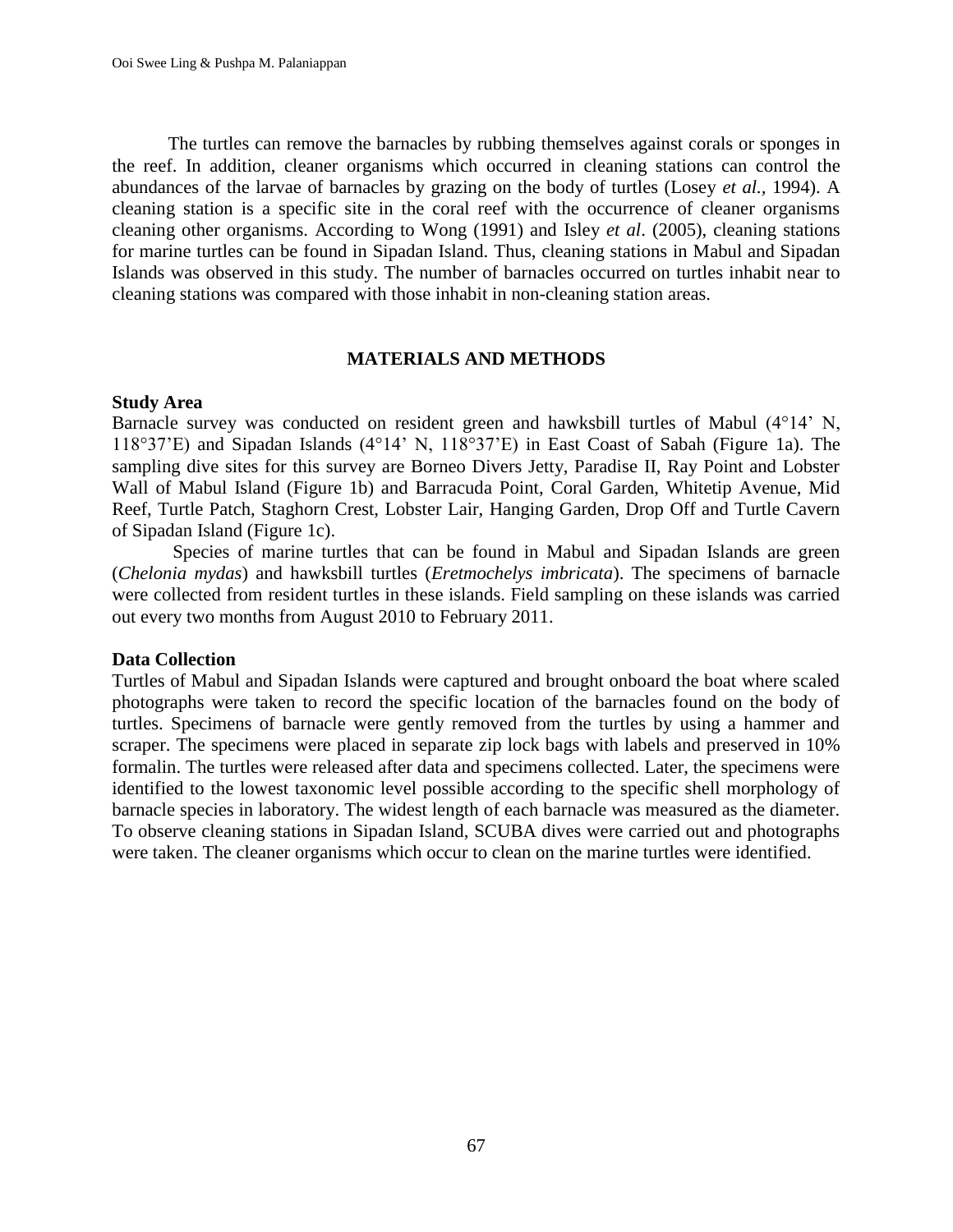The turtles can remove the barnacles by rubbing themselves against corals or sponges in the reef. In addition, cleaner organisms which occurred in cleaning stations can control the abundances of the larvae of barnacles by grazing on the body of turtles (Losey *et al.*, 1994). A cleaning station is a specific site in the coral reef with the occurrence of cleaner organisms cleaning other organisms. According to Wong (1991) and Isley *et al*. (2005), cleaning stations for marine turtles can be found in Sipadan Island. Thus, cleaning stations in Mabul and Sipadan Islands was observed in this study. The number of barnacles occurred on turtles inhabit near to cleaning stations was compared with those inhabit in non-cleaning station areas.

## MATERIALS AND METHODS

### Study Area

Barnacle survey was conducted on resident green and hawksbill turtles of Mabul (4°14' N, 118°37'E) and Sipadan Islands (4°14' N, 118°37'E) in East Coast of Sabah (Figure 1a). The sampling dive sites for this survey are Borneo Divers Jetty, Paradise II, Ray Point and Lobster Wall of Mabul Island (Figure 1b) and Barracuda Point, Coral Garden, Whitetip Avenue, Mid Reef, Turtle Patch, Staghorn Crest, Lobster Lair, Hanging Garden, Drop Off and Turtle Cavern of Sipadan Island (Figure 1c).

Species of marine turtles that can be found in Mabul and Sipadan Islands are green (*Chelonia mydas*) and hawksbill turtles (*Eretmochelys imbricata*). The specimens of barnacle were collected from resident turtles in these islands. Field sampling on these islands was carried out every two months from August 2010 to February 2011.

### Data Collection

Turtles of Mabul and Sipadan Islands were captured and brought onboard the boat where scaled photographs were taken to record the specific location of the barnacles found on the body of turtles. Specimens of barnacle were gently removed from the turtles by using a hammer and scraper. The specimens were placed in separate zip lock bags with labels and preserved in 10% formalin. The turtles were released after data and specimens collected. Later, the specimens were identified to the lowest taxonomic level possible according to the specific shell morphology of barnacle species in laboratory. The widest length of each barnacle was measured as the diameter. To observe cleaning stations in Sipadan Island, SCUBA dives were carried out and photographs were taken. The cleaner organisms which occur to clean on the marine turtles were identified.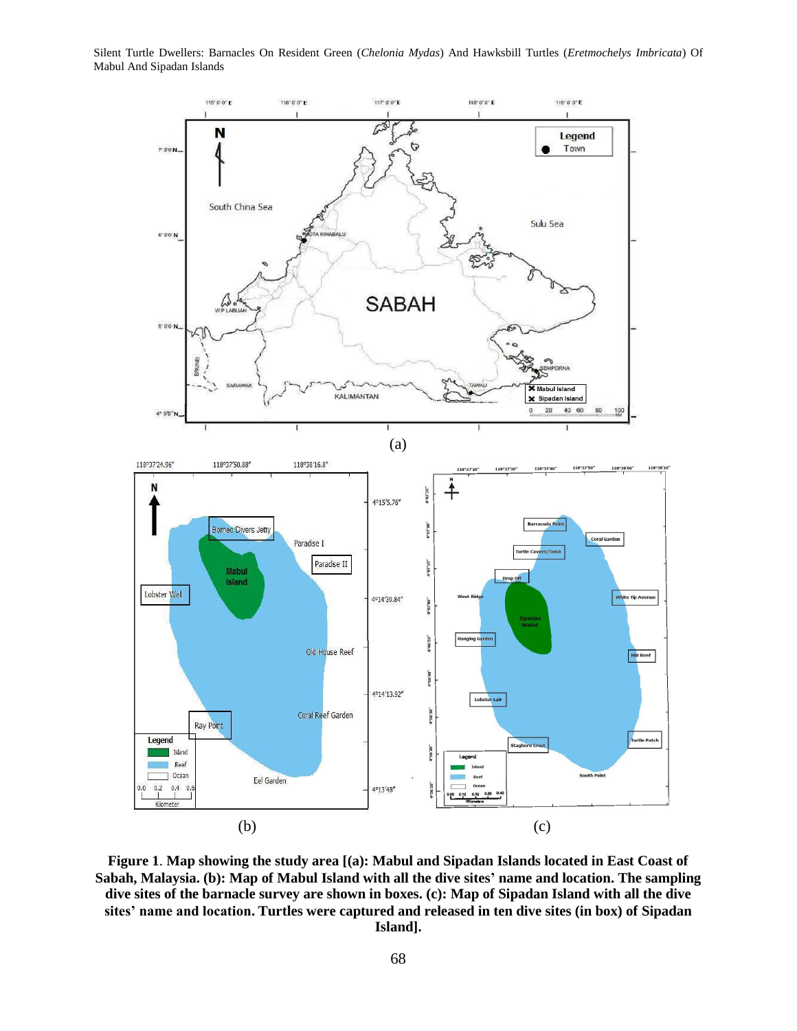**Figure 1**. **Map showing the study area [(a): Mabul and Sipadan Islands located in East Coast of Sabah, Malaysia. (b): Map of Mabul Island with all the dive sites' name and location. The sampling dive sites of the barnacle survey are shown in boxes. (c): Map of Sipadan Island with all the dive sites' name and location. Turtles were captured and released in ten dive sites (in box) of Sipadan Island].**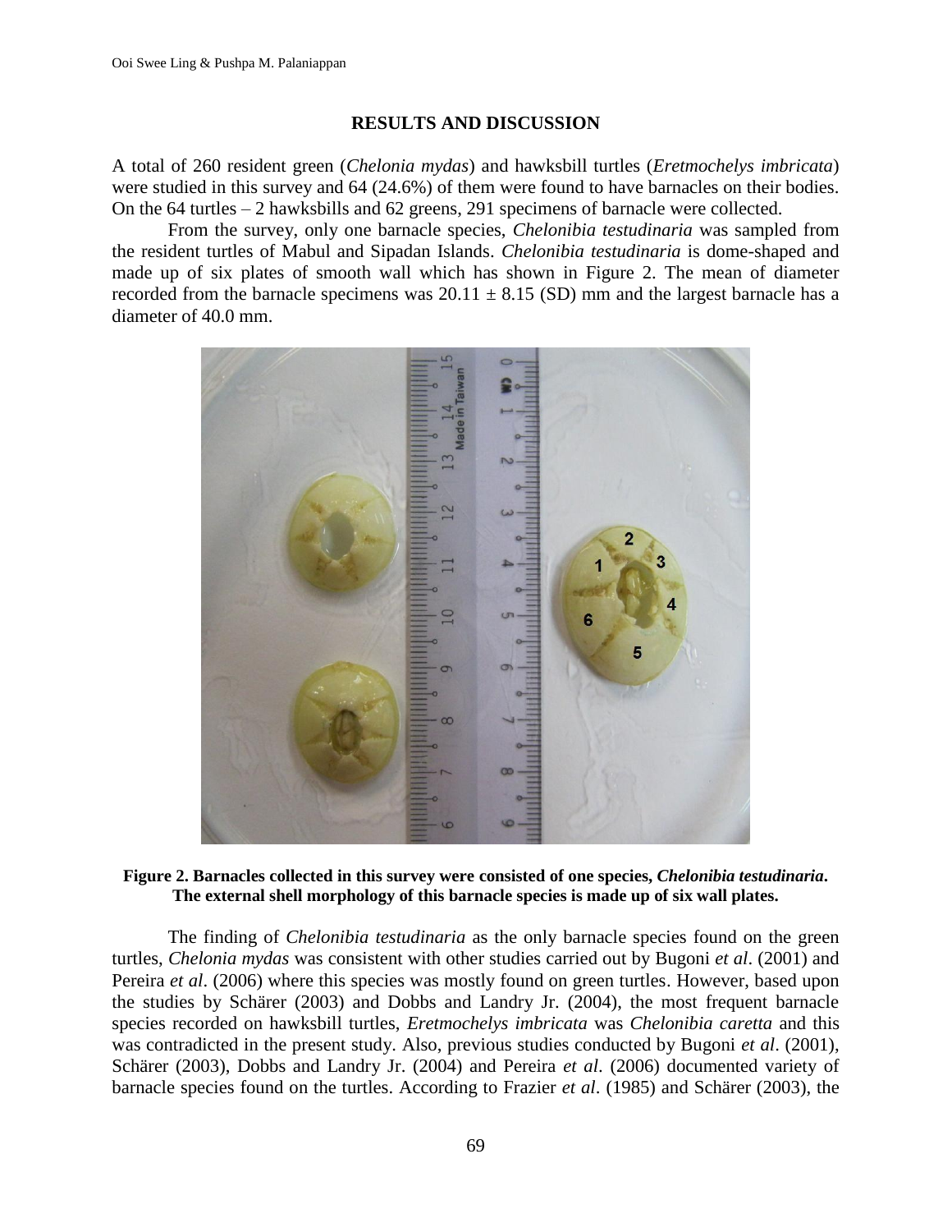## RESULTS AND DISCUSSION

A total of 260 resident green (*Chelonia mydas*) and hawksbill turtles (*Eretmochelys imbricata*) were studied in this survey and 64 (24.6%) of them were found to have barnacles on their bodies. On the 64 turtles – 2 hawksbills and 62 greens, 291 specimens of barnacle were collected.

From the survey, only one barnacle species, *Chelonibia testudinaria* was sampled from the resident turtles of Mabul and Sipadan Islands. *Chelonibia testudinaria* is dome-shaped and made up of six plates of smooth wall which has shown in Figure 2. The mean of diameter recorded from the barnacle specimens was $20.11 \pm 8.15$ (SD) mm and the largest barnacle has a diameter of 40.0 mm.

**Figure 2. Barnacles collected in this survey were consisted of one species, *Chelonibia testudinaria*. The external shell morphology of this barnacle species is made up of six wall plates.**

The finding of *Chelonibia testudinaria* as the only barnacle species found on the green turtles, *Chelonia mydas* was consistent with other studies carried out by Bugoni *et al*. (2001) and Pereira *et al*. (2006) where this species was mostly found on green turtles. However, based upon the studies by Schärer (2003) and Dobbs and Landry Jr. (2004), the most frequent barnacle species recorded on hawksbill turtles, *Eretmochelys imbricata* was *Chelonibia caretta* and this was contradicted in the present study. Also, previous studies conducted by Bugoni *et al*. (2001), Schärer (2003), Dobbs and Landry Jr. (2004) and Pereira *et al*. (2006) documented variety of barnacle species found on the turtles. According to Frazier *et al*. (1985) and Schärer (2003), the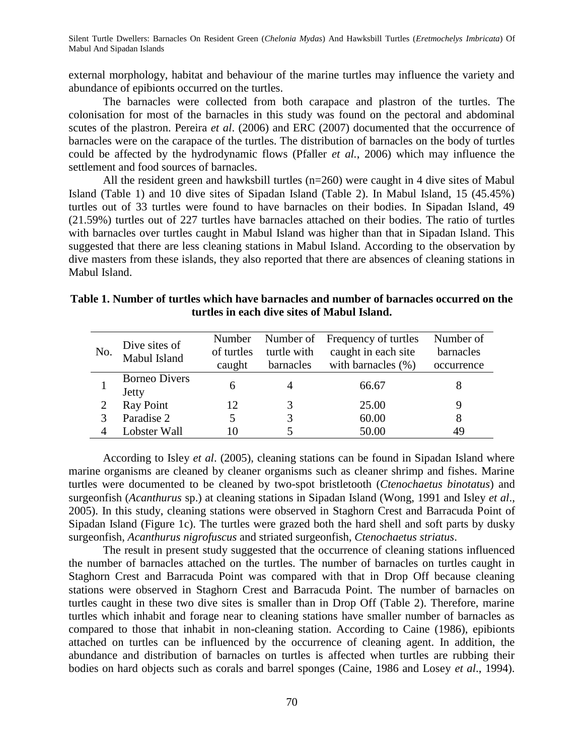external morphology, habitat and behaviour of the marine turtles may influence the variety and abundance of epibionts occurred on the turtles.

The barnacles were collected from both carapace and plastron of the turtles. The colonisation for most of the barnacles in this study was found on the pectoral and abdominal scutes of the plastron. Pereira *et al*. (2006) and ERC (2007) documented that the occurrence of barnacles were on the carapace of the turtles. The distribution of barnacles on the body of turtles could be affected by the hydrodynamic flows (Pfaller *et al.*, 2006) which may influence the settlement and food sources of barnacles.

All the resident green and hawksbill turtles (n=260) were caught in 4 dive sites of Mabul Island (Table 1) and 10 dive sites of Sipadan Island (Table 2). In Mabul Island, 15 (45.45%) turtles out of 33 turtles were found to have barnacles on their bodies. In Sipadan Island, 49 (21.59%) turtles out of 227 turtles have barnacles attached on their bodies. The ratio of turtles with barnacles over turtles caught in Mabul Island was higher than that in Sipadan Island. This suggested that there are less cleaning stations in Mabul Island. According to the observation by dive masters from these islands, they also reported that there are absences of cleaning stations in Mabul Island.

**Table 1. Number of turtles which have barnacles and number of barnacles occurred on the turtles in each dive sites of Mabul Island.**

| No. | Dive sites of Mabul Island | Number of turtles caught | Number of turtle with barnacles | Frequency of turtles caught in each site with barnacles (%) | Number of barnacles occurrence |
|---|---|---|---|---|---|
| 1 | Borneo Divers Jetty | 6 | 4 | 66.67 | 8 |
| 2 | Ray Point | 12 | 3 | 25.00 | 9 |
| 3 | Paradise 2 | 5 | 3 | 60.00 | 8 |
| 4 | Lobster Wall | 10 | 5 | 50.00 | 49 |

According to Isley *et al*. (2005), cleaning stations can be found in Sipadan Island where marine organisms are cleaned by cleaner organisms such as cleaner shrimp and fishes. Marine turtles were documented to be cleaned by two-spot bristletooth (*Ctenochaetus binotatus*) and surgeonfish (*Acanthurus* sp.) at cleaning stations in Sipadan Island (Wong, 1991 and Isley *et al*., 2005). In this study, cleaning stations were observed in Staghorn Crest and Barracuda Point of Sipadan Island (Figure 1c). The turtles were grazed both the hard shell and soft parts by dusky surgeonfish, *Acanthurus nigrofuscus* and striated surgeonfish, *Ctenochaetus striatus*.

The result in present study suggested that the occurrence of cleaning stations influenced the number of barnacles attached on the turtles. The number of barnacles on turtles caught in Staghorn Crest and Barracuda Point was compared with that in Drop Off because cleaning stations were observed in Staghorn Crest and Barracuda Point. The number of barnacles on turtles caught in these two dive sites is smaller than in Drop Off (Table 2). Therefore, marine turtles which inhabit and forage near to cleaning stations have smaller number of barnacles as compared to those that inhabit in non-cleaning station. According to Caine (1986), epibionts attached on turtles can be influenced by the occurrence of cleaning agent. In addition, the abundance and distribution of barnacles on turtles is affected when turtles are rubbing their bodies on hard objects such as corals and barrel sponges (Caine, 1986 and Losey *et al*., 1994).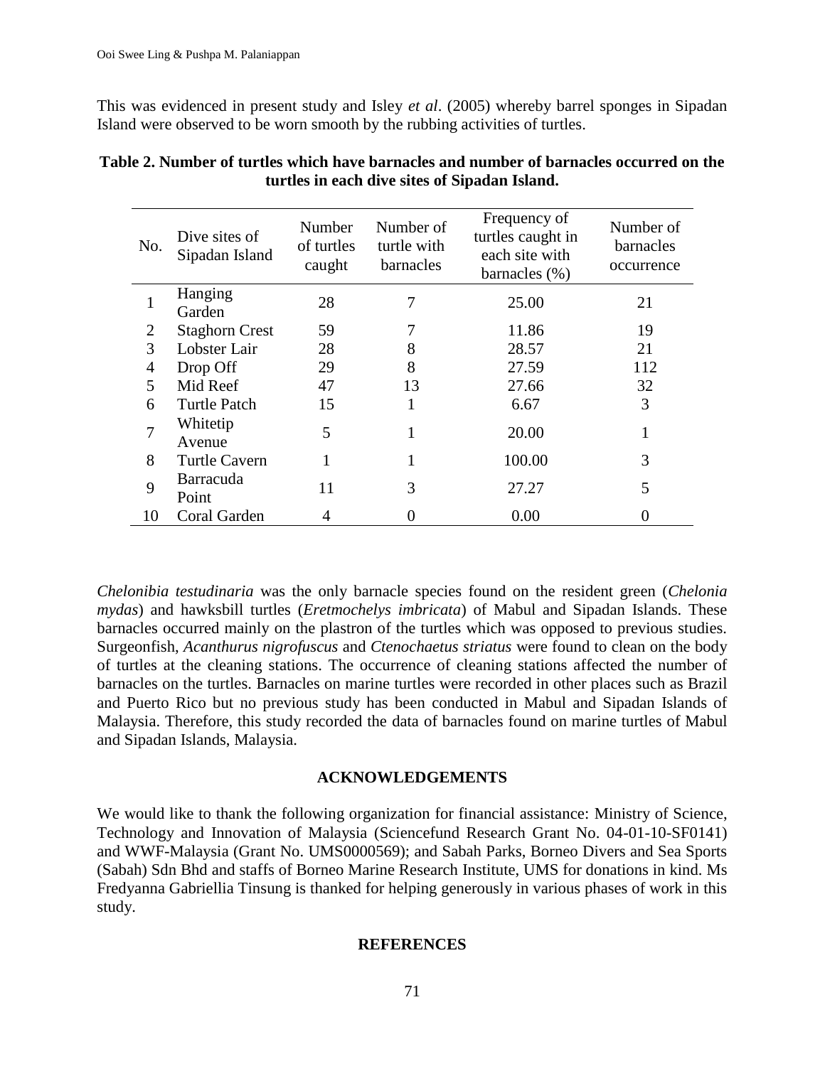This was evidenced in present study and Isley *et al*. (2005) whereby barrel sponges in Sipadan Island were observed to be worn smooth by the rubbing activities of turtles.

**Table 2. Number of turtles which have barnacles and number of barnacles occurred on the turtles in each dive sites of Sipadan Island.**

| No. | Dive sites of Sipadan Island | Number of turtles caught | Number of turtle with barnacles | Frequency of turtles caught in each site with barnacles (%) | Number of barnacles occurrence |
|---|---|---|---|---|---|
| 1 | Hanging Garden | 28 | 7 | 25.00 | 21 |
| 2 | Staghorn Crest | 59 | 7 | 11.86 | 19 |
| 3 | Lobster Lair | 28 | 8 | 28.57 | 21 |
| 4 | Drop Off | 29 | 8 | 27.59 | 112 |
| 5 | Mid Reef | 47 | 13 | 27.66 | 32 |
| 6 | Turtle Patch | 15 | 1 | 6.67 | 3 |
| 7 | Whitetip Avenue | 5 | 1 | 20.00 | 1 |
| 8 | Turtle Cavern | 1 | 1 | 100.00 | 3 |
| 9 | Barracuda Point | 11 | 3 | 27.27 | 5 |
| 10 | Coral Garden | 4 | 0 | 0.00 | 0 |

*Chelonibia testudinaria* was the only barnacle species found on the resident green (*Chelonia mydas*) and hawksbill turtles (*Eretmochelys imbricata*) of Mabul and Sipadan Islands. These barnacles occurred mainly on the plastron of the turtles which was opposed to previous studies. Surgeonfish, *Acanthurus nigrofuscus* and *Ctenochaetus striatus* were found to clean on the body of turtles at the cleaning stations. The occurrence of cleaning stations affected the number of barnacles on the turtles. Barnacles on marine turtles were recorded in other places such as Brazil and Puerto Rico but no previous study has been conducted in Mabul and Sipadan Islands of Malaysia. Therefore, this study recorded the data of barnacles found on marine turtles of Mabul and Sipadan Islands, Malaysia.

## ACKNOWLEDGEMENTS

We would like to thank the following organization for financial assistance: Ministry of Science, Technology and Innovation of Malaysia (Sciencefund Research Grant No. 04-01-10-SF0141) and WWF-Malaysia (Grant No. UMS0000569); and Sabah Parks, Borneo Divers and Sea Sports (Sabah) Sdn Bhd and staffs of Borneo Marine Research Institute, UMS for donations in kind. Ms Fredyanna Gabriellia Tinsung is thanked for helping generously in various phases of work in this study.

## REFERENCES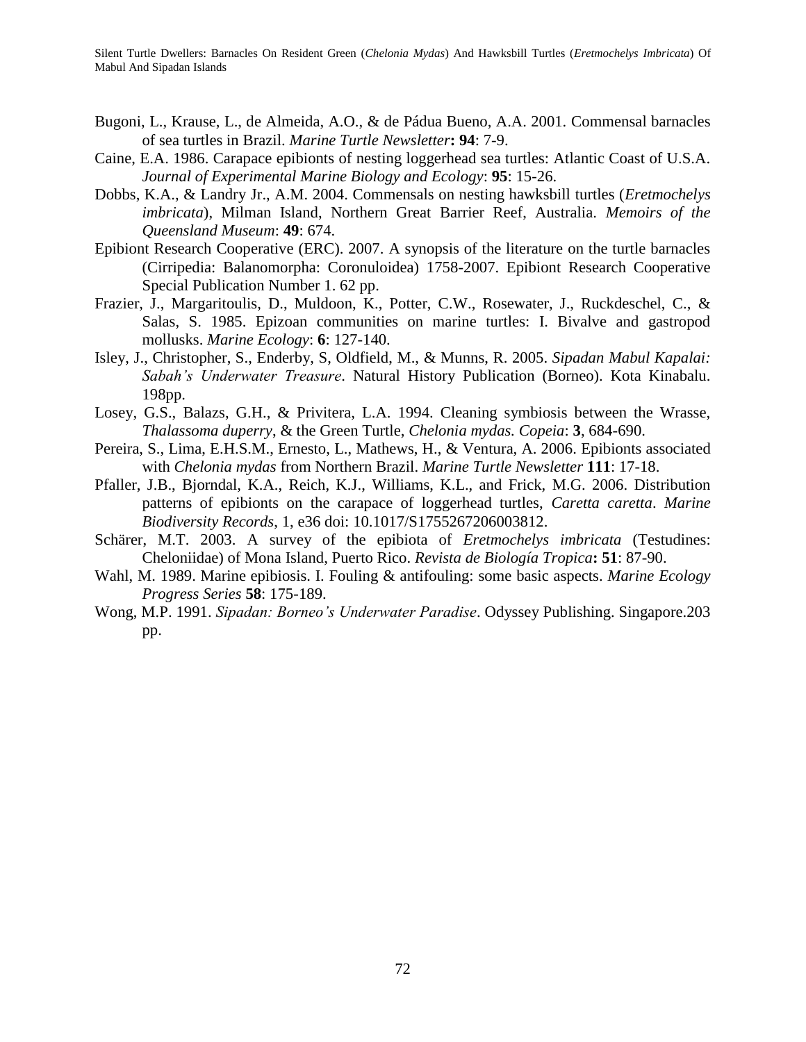Bugoni, L., Krause, L., de Almeida, A.O., & de Pádua Bueno, A.A. 2001. Commensal barnacles of sea turtles in Brazil. *Marine Turtle Newsletter***: 94**: 7-9.

Caine, E.A. 1986. Carapace epibionts of nesting loggerhead sea turtles: Atlantic Coast of U.S.A. *Journal of Experimental Marine Biology and Ecology*: **95**: 15-26.

Dobbs, K.A., & Landry Jr., A.M. 2004. Commensals on nesting hawksbill turtles (*Eretmochelys imbricata*), Milman Island, Northern Great Barrier Reef, Australia. *Memoirs of the Queensland Museum*: **49**: 674.

Epibiont Research Cooperative (ERC). 2007. A synopsis of the literature on the turtle barnacles (Cirripedia: Balanomorpha: Coronuloidea) 1758-2007. Epibiont Research Cooperative Special Publication Number 1. 62 pp.

Frazier, J., Margaritoulis, D., Muldoon, K., Potter, C.W., Rosewater, J., Ruckdeschel, C., & Salas, S. 1985. Epizoan communities on marine turtles: I. Bivalve and gastropod mollusks. *Marine Ecology*: **6**: 127-140.

Isley, J., Christopher, S., Enderby, S, Oldfield, M., & Munns, R. 2005. *Sipadan Mabul Kapalai: Sabah's Underwater Treasure*. Natural History Publication (Borneo). Kota Kinabalu. 198pp.

Losey, G.S., Balazs, G.H., & Privitera, L.A. 1994. Cleaning symbiosis between the Wrasse, *Thalassoma duperry*, & the Green Turtle, *Chelonia mydas. Copeia*: **3**, 684-690.

Pereira, S., Lima, E.H.S.M., Ernesto, L., Mathews, H., & Ventura, A. 2006. Epibionts associated with *Chelonia mydas* from Northern Brazil. *Marine Turtle Newsletter* **111**: 17-18.

Pfaller, J.B., Bjorndal, K.A., Reich, K.J., Williams, K.L., and Frick, M.G. 2006. Distribution patterns of epibionts on the carapace of loggerhead turtles, *Caretta caretta*. *Marine Biodiversity Records*, 1, e36 doi: 10.1017/S1755267206003812.

Schärer, M.T. 2003. A survey of the epibiota of *Eretmochelys imbricata* (Testudines: Cheloniidae) of Mona Island, Puerto Rico. *Revista de Biología Tropica***: 51**: 87-90.

Wahl, M. 1989. Marine epibiosis. I. Fouling & antifouling: some basic aspects. *Marine Ecology Progress Series* **58**: 175-189.

Wong, M.P. 1991. *Sipadan: Borneo's Underwater Paradise*. Odyssey Publishing. Singapore.203 pp.